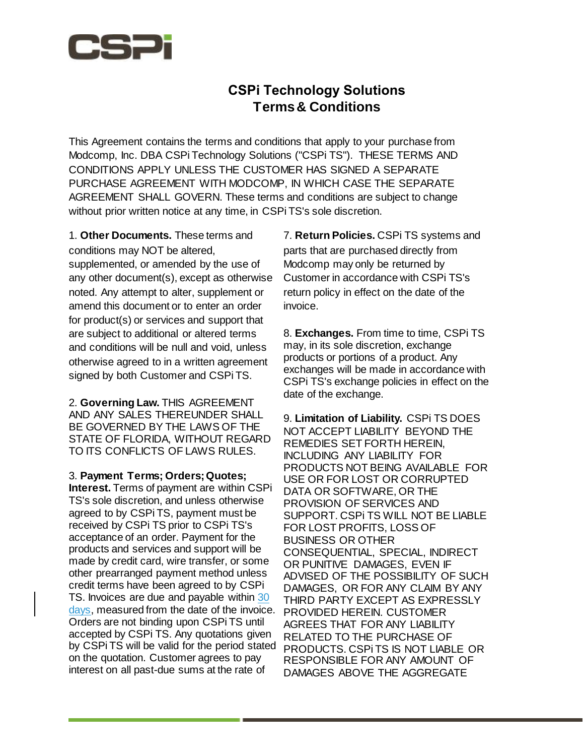# CSPi Technology Solutions
# Terms & Conditions

This Agreement contains the terms and conditions that apply to your purchase from Modcomp, Inc. DBA CSPi Technology Solutions ("CSPi TS"). THESE TERMS AND CONDITIONS APPLY UNLESS THE CUSTOMER HAS SIGNED A SEPARATE PURCHASE AGREEMENT WITH MODCOMP, IN WHICH CASE THE SEPARATE AGREEMENT SHALL GOVERN. These terms and conditions are subject to change without prior written notice at any time, in CSPi TS's sole discretion.

1. **Other Documents.** These terms and conditions may NOT be altered, supplemented, or amended by the use of any other document(s), except as otherwise noted. Any attempt to alter, supplement or amend this document or to enter an order for product(s) or services and support that are subject to additional or altered terms and conditions will be null and void, unless otherwise agreed to in a written agreement signed by both Customer and CSPi TS.

2. **Governing Law.** THIS AGREEMENT AND ANY SALES THEREUNDER SHALL BE GOVERNED BY THE LAWS OF THE STATE OF FLORIDA, WITHOUT REGARD TO ITS CONFLICTS OF LAWS RULES.

3. **Payment Terms; Orders; Quotes; Interest.** Terms of payment are within CSPi TS's sole discretion, and unless otherwise agreed to by CSPi TS, payment must be received by CSPi TS prior to CSPi TS's acceptance of an order. Payment for the products and services and support will be made by credit card, wire transfer, or some other prearranged payment method unless credit terms have been agreed to by CSPi TS. Invoices are due and payable within 30 days, measured from the date of the invoice. Orders are not binding upon CSPi TS until accepted by CSPi TS. Any quotations given by CSPi TS will be valid for the period stated on the quotation. Customer agrees to pay interest on all past-due sums at the rate of

7. **Return Policies.** CSPi TS systems and parts that are purchased directly from Modcomp may only be returned by Customer in accordance with CSPi TS's return policy in effect on the date of the invoice.

8. **Exchanges.** From time to time, CSPi TS may, in its sole discretion, exchange products or portions of a product. Any exchanges will be made in accordance with CSPi TS's exchange policies in effect on the date of the exchange.

9. **Limitation of Liability.** CSPi TS DOES NOT ACCEPT LIABILITY BEYOND THE REMEDIES SET FORTH HEREIN, INCLUDING ANY LIABILITY FOR PRODUCTS NOT BEING AVAILABLE FOR USE OR FOR LOST OR CORRUPTED DATA OR SOFTWARE, OR THE PROVISION OF SERVICES AND SUPPORT. CSPi TS WILL NOT BE LIABLE FOR LOST PROFITS, LOSS OF BUSINESS OR OTHER CONSEQUENTIAL, SPECIAL, INDIRECT OR PUNITIVE DAMAGES, EVEN IF ADVISED OF THE POSSIBILITY OF SUCH DAMAGES, OR FOR ANY CLAIM BY ANY THIRD PARTY EXCEPT AS EXPRESSLY PROVIDED HEREIN. CUSTOMER AGREES THAT FOR ANY LIABILITY RELATED TO THE PURCHASE OF PRODUCTS. CSPi TS IS NOT LIABLE OR RESPONSIBLE FOR ANY AMOUNT OF DAMAGES ABOVE THE AGGREGATE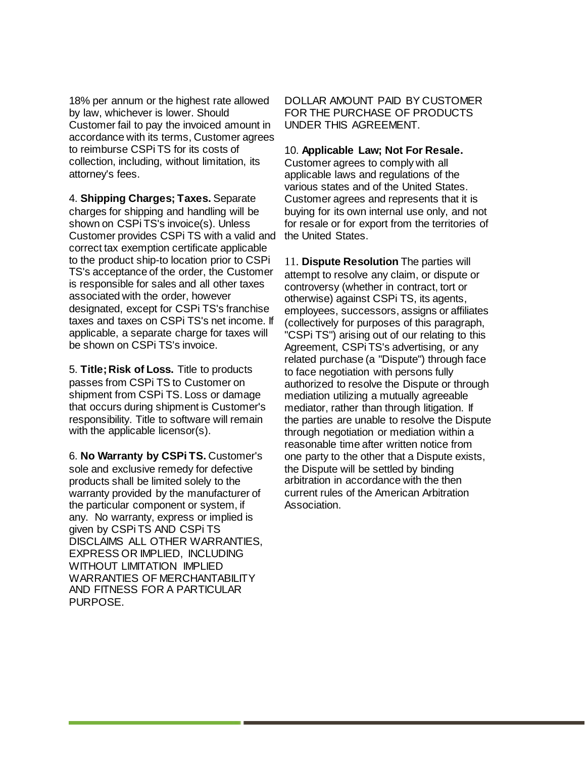18% per annum or the highest rate allowed by law, whichever is lower. Should Customer fail to pay the invoiced amount in accordance with its terms, Customer agrees to reimburse CSPi TS for its costs of collection, including, without limitation, its attorney's fees.

4. **Shipping Charges; Taxes.** Separate charges for shipping and handling will be shown on CSPi TS's invoice(s). Unless Customer provides CSPi TS with a valid and correct tax exemption certificate applicable to the product ship-to location prior to CSPi TS's acceptance of the order, the Customer is responsible for sales and all other taxes associated with the order, however designated, except for CSPi TS's franchise taxes and taxes on CSPi TS's net income. If applicable, a separate charge for taxes will be shown on CSPi TS's invoice.

5. **Title; Risk of Loss.** Title to products passes from CSPi TS to Customer on shipment from CSPi TS. Loss or damage that occurs during shipment is Customer's responsibility. Title to software will remain with the applicable licensor(s).

6. **No Warranty by CSPi TS.** Customer's sole and exclusive remedy for defective products shall be limited solely to the warranty provided by the manufacturer of the particular component or system, if any. No warranty, express or implied is given by CSPi TS AND CSPi TS DISCLAIMS ALL OTHER WARRANTIES, EXPRESS OR IMPLIED, INCLUDING WITHOUT LIMITATION IMPLIED WARRANTIES OF MERCHANTABILITY AND FITNESS FOR A PARTICULAR PURPOSE.

DOLLAR AMOUNT PAID BY CUSTOMER FOR THE PURCHASE OF PRODUCTS UNDER THIS AGREEMENT.

10. **Applicable Law; Not For Resale.** Customer agrees to comply with all applicable laws and regulations of the various states and of the United States. Customer agrees and represents that it is buying for its own internal use only, and not for resale or for export from the territories of the United States.

11. **Dispute Resolution** The parties will attempt to resolve any claim, or dispute or controversy (whether in contract, tort or otherwise) against CSPi TS, its agents, employees, successors, assigns or affiliates (collectively for purposes of this paragraph, "CSPi TS") arising out of our relating to this Agreement, CSPi TS's advertising, or any related purchase (a "Dispute") through face to face negotiation with persons fully authorized to resolve the Dispute or through mediation utilizing a mutually agreeable mediator, rather than through litigation. If the parties are unable to resolve the Dispute through negotiation or mediation within a reasonable time after written notice from one party to the other that a Dispute exists, the Dispute will be settled by binding arbitration in accordance with the then current rules of the American Arbitration Association.